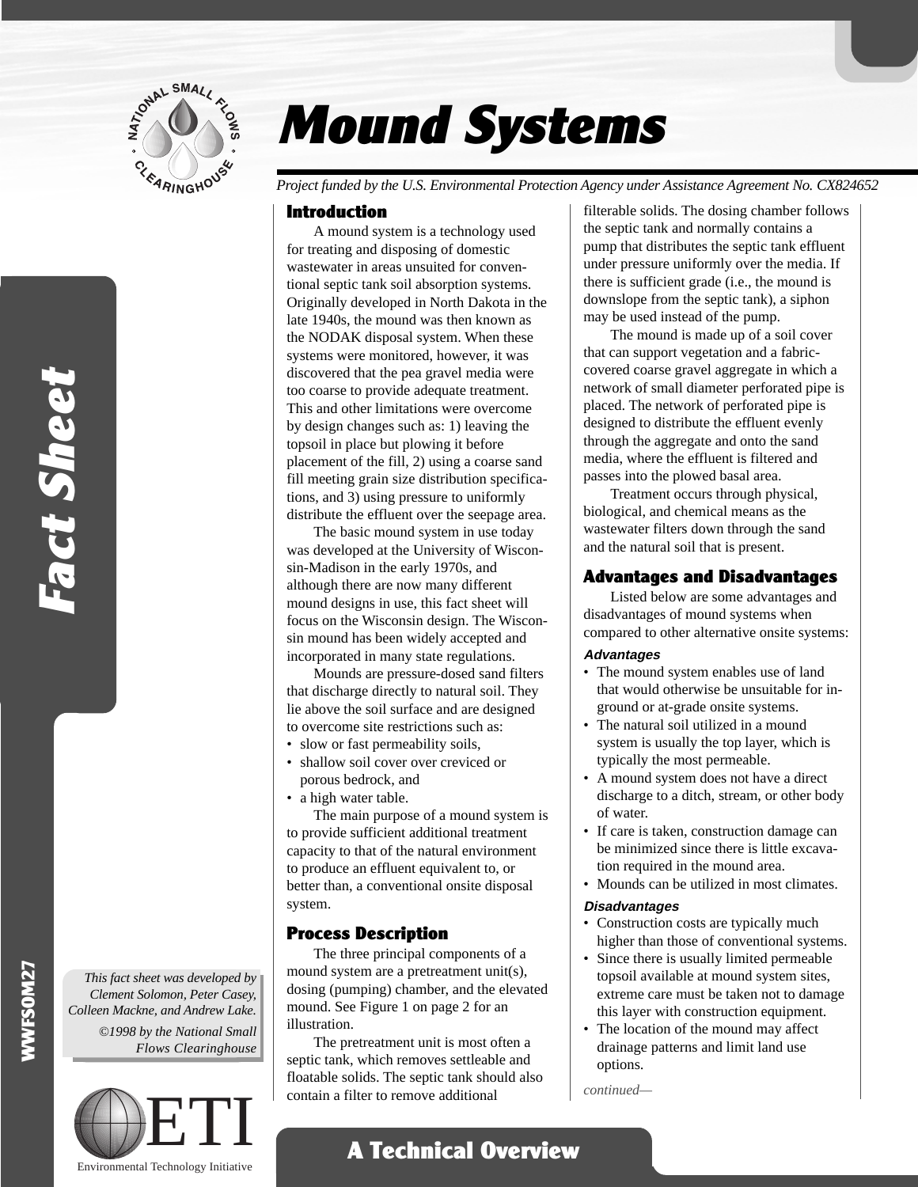# Mound Systems

*Project funded by the U.S. Environmental Protection Agency under Assistance Agreement No. CX824652*

Fact Sheet

## Introduction

A mound system is a technology used for treating and disposing of domestic wastewater in areas unsuited for conventional septic tank soil absorption systems. Originally developed in North Dakota in the late 1940s, the mound was then known as the NODAK disposal system. When these systems were monitored, however, it was discovered that the pea gravel media were too coarse to provide adequate treatment. This and other limitations were overcome by design changes such as: 1) leaving the topsoil in place but plowing it before placement of the fill, 2) using a coarse sand fill meeting grain size distribution specifications, and 3) using pressure to uniformly distribute the effluent over the seepage area.

The basic mound system in use today was developed at the University of Wisconsin-Madison in the early 1970s, and although there are now many different mound designs in use, this fact sheet will focus on the Wisconsin design. The Wisconsin mound has been widely accepted and incorporated in many state regulations.

Mounds are pressure-dosed sand filters that discharge directly to natural soil. They lie above the soil surface and are designed to overcome site restrictions such as:

- slow or fast permeability soils,
- shallow soil cover over creviced or porous bedrock, and
- a high water table.

The main purpose of a mound system is to provide sufficient additional treatment capacity to that of the natural environment to produce an effluent equivalent to, or better than, a conventional onsite disposal system.

## Process Description

The three principal components of a mound system are a pretreatment unit(s), dosing (pumping) chamber, and the elevated mound. See Figure 1 on page 2 for an illustration.

The pretreatment unit is most often a septic tank, which removes settleable and floatable solids. The septic tank should also contain a filter to remove additional filterable solids. The dosing chamber follows the septic tank and normally contains a pump that distributes the septic tank effluent under pressure uniformly over the media. If there is sufficient grade (i.e., the mound is downslope from the septic tank), a siphon may be used instead of the pump.

The mound is made up of a soil cover that can support vegetation and a fabric-covered coarse gravel aggregate in which a network of small diameter perforated pipe is placed. The network of perforated pipe is designed to distribute the effluent evenly through the aggregate and onto the sand media, where the effluent is filtered and passes into the plowed basal area.

Treatment occurs through physical, biological, and chemical means as the wastewater filters down through the sand and the natural soil that is present.

## Advantages and Disadvantages

Listed below are some advantages and disadvantages of mound systems when compared to other alternative onsite systems:

### Advantages

- The mound system enables use of land that would otherwise be unsuitable for in-ground or at-grade onsite systems.
- The natural soil utilized in a mound system is usually the top layer, which is typically the most permeable.
- A mound system does not have a direct discharge to a ditch, stream, or other body of water.
- If care is taken, construction damage can be minimized since there is little excavation required in the mound area.
- Mounds can be utilized in most climates.

### Disadvantages

- Construction costs are typically much higher than those of conventional systems.
- Since there is usually limited permeable topsoil available at mound system sites, extreme care must be taken not to damage this layer with construction equipment.
- The location of the mound may affect drainage patterns and limit land use options.

*continued—*

*This fact sheet was developed by Clement Solomon, Peter Casey, Colleen Mackne, and Andrew Lake.*

*©1998 by the National Small Flows Clearinghouse*

WWFSOM27

ETI
Environmental Technology Initiative

A Technical Overview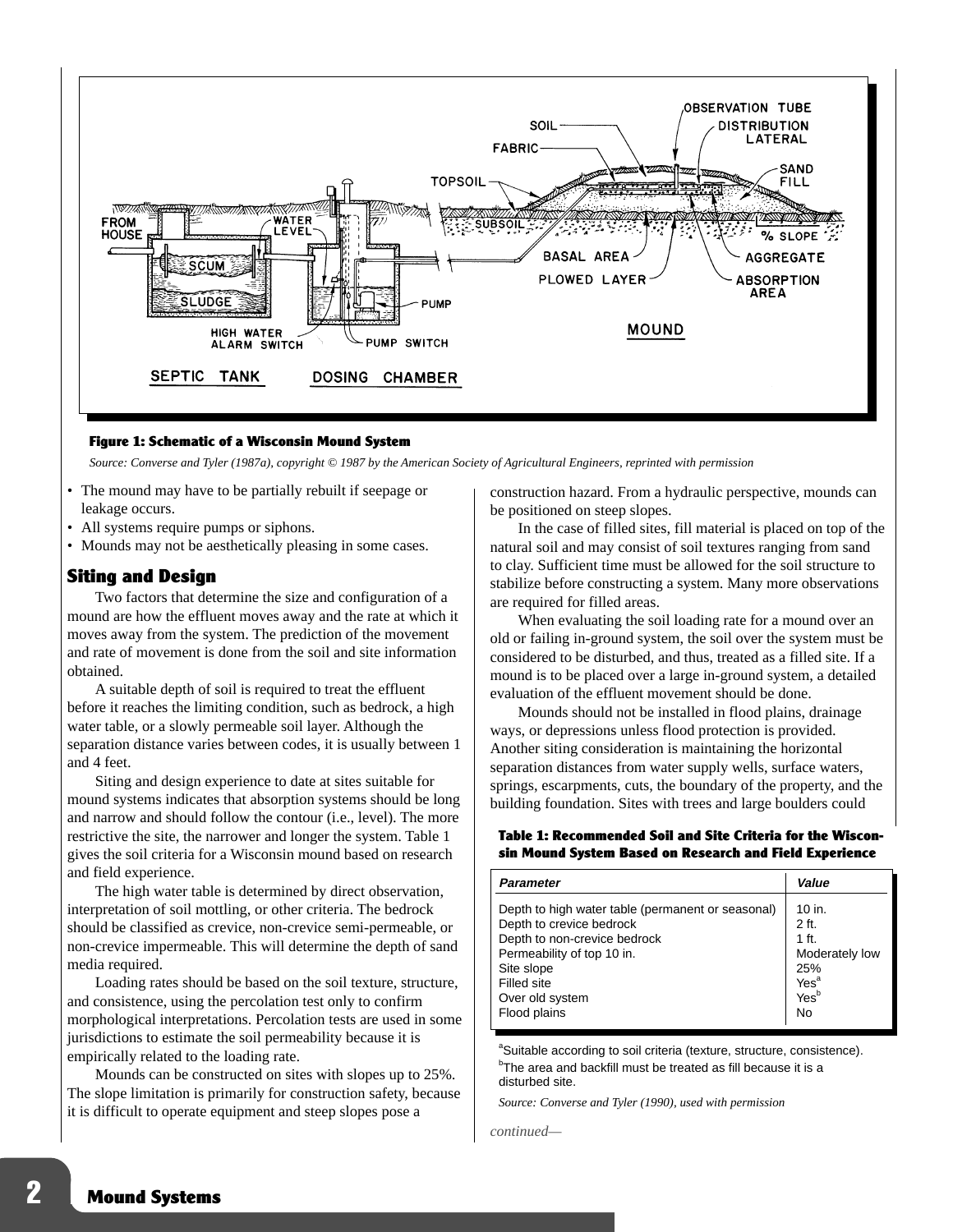SOIL
OBSERVATION TUBE
DISTRIBUTION LATERAL
FABRIC
SAND FILL
TOPSOIL
FROM HOUSE
WATER LEVEL
SUBSOIL
% SLOPE
SCUM
BASAL AREA
AGGREGATE
PLOWED LAYER
ABSORPTION AREA
SLUDGE
PUMP
HIGH WATER ALARM SWITCH
PUMP SWITCH
MOUND
SEPTIC TANK
DOSING CHAMBER

**Figure 1: Schematic of a Wisconsin Mound System**

*Source: Converse and Tyler (1987a), copyright © 1987 by the American Society of Agricultural Engineers, reprinted with permission*

- The mound may have to be partially rebuilt if seepage or leakage occurs.
- All systems require pumps or siphons.
- Mounds may not be aesthetically pleasing in some cases.

## Siting and Design

Two factors that determine the size and configuration of a mound are how the effluent moves away and the rate at which it moves away from the system. The prediction of the movement and rate of movement is done from the soil and site information obtained.

A suitable depth of soil is required to treat the effluent before it reaches the limiting condition, such as bedrock, a high water table, or a slowly permeable soil layer. Although the separation distance varies between codes, it is usually between 1 and 4 feet.

Siting and design experience to date at sites suitable for mound systems indicates that absorption systems should be long and narrow and should follow the contour (i.e., level). The more restrictive the site, the narrower and longer the system. Table 1 gives the soil criteria for a Wisconsin mound based on research and field experience.

The high water table is determined by direct observation, interpretation of soil mottling, or other criteria. The bedrock should be classified as crevice, non-crevice semi-permeable, or non-crevice impermeable. This will determine the depth of sand media required.

Loading rates should be based on the soil texture, structure, and consistence, using the percolation test only to confirm morphological interpretations. Percolation tests are used in some jurisdictions to estimate the soil permeability because it is empirically related to the loading rate.

Mounds can be constructed on sites with slopes up to 25%. The slope limitation is primarily for construction safety, because it is difficult to operate equipment and steep slopes pose a construction hazard. From a hydraulic perspective, mounds can be positioned on steep slopes.

In the case of filled sites, fill material is placed on top of the natural soil and may consist of soil textures ranging from sand to clay. Sufficient time must be allowed for the soil structure to stabilize before constructing a system. Many more observations are required for filled areas.

When evaluating the soil loading rate for a mound over an old or failing in-ground system, the soil over the system must be considered to be disturbed, and thus, treated as a filled site. If a mound is to be placed over a large in-ground system, a detailed evaluation of the effluent movement should be done.

Mounds should not be installed in flood plains, drainage ways, or depressions unless flood protection is provided. Another siting consideration is maintaining the horizontal separation distances from water supply wells, surface waters, springs, escarpments, cuts, the boundary of the property, and the building foundation. Sites with trees and large boulders could

**Table 1: Recommended Soil and Site Criteria for the Wisconsin Mound System Based on Research and Field Experience**

| *Parameter* | *Value* |
| --- | --- |
| Depth to high water table (permanent or seasonal) | 10 in. |
| Depth to crevice bedrock | 2 ft. |
| Depth to non-crevice bedrock | 1 ft. |
| Permeability of top 10 in. | Moderately low |
| Site slope | 25% |
| Filled site | Yes[a] |
| Over old system | Yes[b] |
| Flood plains | No |

[a]Suitable according to soil criteria (texture, structure, consistence).
[b]The area and backfill must be treated as fill because it is a disturbed site.

*Source: Converse and Tyler (1990), used with permission*

*continued—*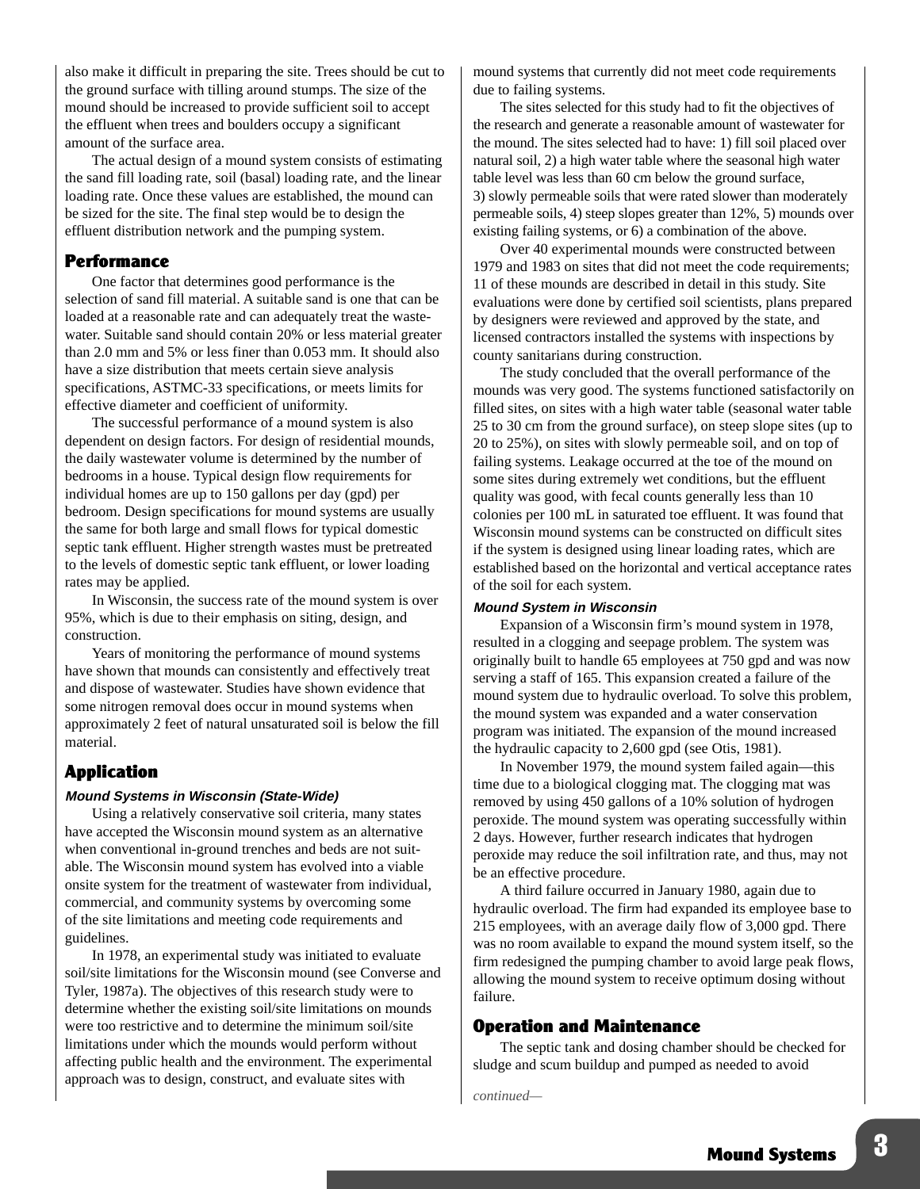also make it difficult in preparing the site. Trees should be cut to the ground surface with tilling around stumps. The size of the mound should be increased to provide sufficient soil to accept the effluent when trees and boulders occupy a significant amount of the surface area.

The actual design of a mound system consists of estimating the sand fill loading rate, soil (basal) loading rate, and the linear loading rate. Once these values are established, the mound can be sized for the site. The final step would be to design the effluent distribution network and the pumping system.

## Performance

One factor that determines good performance is the selection of sand fill material. A suitable sand is one that can be loaded at a reasonable rate and can adequately treat the wastewater. Suitable sand should contain 20% or less material greater than 2.0 mm and 5% or less finer than 0.053 mm. It should also have a size distribution that meets certain sieve analysis specifications, ASTMC-33 specifications, or meets limits for effective diameter and coefficient of uniformity.

The successful performance of a mound system is also dependent on design factors. For design of residential mounds, the daily wastewater volume is determined by the number of bedrooms in a house. Typical design flow requirements for individual homes are up to 150 gallons per day (gpd) per bedroom. Design specifications for mound systems are usually the same for both large and small flows for typical domestic septic tank effluent. Higher strength wastes must be pretreated to the levels of domestic septic tank effluent, or lower loading rates may be applied.

In Wisconsin, the success rate of the mound system is over 95%, which is due to their emphasis on siting, design, and construction.

Years of monitoring the performance of mound systems have shown that mounds can consistently and effectively treat and dispose of wastewater. Studies have shown evidence that some nitrogen removal does occur in mound systems when approximately 2 feet of natural unsaturated soil is below the fill material.

## Application

### *Mound Systems in Wisconsin (State-Wide)*

Using a relatively conservative soil criteria, many states have accepted the Wisconsin mound system as an alternative when conventional in-ground trenches and beds are not suitable. The Wisconsin mound system has evolved into a viable onsite system for the treatment of wastewater from individual, commercial, and community systems by overcoming some of the site limitations and meeting code requirements and guidelines.

In 1978, an experimental study was initiated to evaluate soil/site limitations for the Wisconsin mound (see Converse and Tyler, 1987a). The objectives of this research study were to determine whether the existing soil/site limitations on mounds were too restrictive and to determine the minimum soil/site limitations under which the mounds would perform without affecting public health and the environment. The experimental approach was to design, construct, and evaluate sites with mound systems that currently did not meet code requirements due to failing systems.

The sites selected for this study had to fit the objectives of the research and generate a reasonable amount of wastewater for the mound. The sites selected had to have: 1) fill soil placed over natural soil, 2) a high water table where the seasonal high water table level was less than 60 cm below the ground surface, 3) slowly permeable soils that were rated slower than moderately permeable soils, 4) steep slopes greater than 12%, 5) mounds over existing failing systems, or 6) a combination of the above.

Over 40 experimental mounds were constructed between 1979 and 1983 on sites that did not meet the code requirements; 11 of these mounds are described in detail in this study. Site evaluations were done by certified soil scientists, plans prepared by designers were reviewed and approved by the state, and licensed contractors installed the systems with inspections by county sanitarians during construction.

The study concluded that the overall performance of the mounds was very good. The systems functioned satisfactorily on filled sites, on sites with a high water table (seasonal water table 25 to 30 cm from the ground surface), on steep slope sites (up to 20 to 25%), on sites with slowly permeable soil, and on top of failing systems. Leakage occurred at the toe of the mound on some sites during extremely wet conditions, but the effluent quality was good, with fecal counts generally less than 10 colonies per 100 mL in saturated toe effluent. It was found that Wisconsin mound systems can be constructed on difficult sites if the system is designed using linear loading rates, which are established based on the horizontal and vertical acceptance rates of the soil for each system.

### *Mound System in Wisconsin*

Expansion of a Wisconsin firm's mound system in 1978, resulted in a clogging and seepage problem. The system was originally built to handle 65 employees at 750 gpd and was now serving a staff of 165. This expansion created a failure of the mound system due to hydraulic overload. To solve this problem, the mound system was expanded and a water conservation program was initiated. The expansion of the mound increased the hydraulic capacity to 2,600 gpd (see Otis, 1981).

In November 1979, the mound system failed again—this time due to a biological clogging mat. The clogging mat was removed by using 450 gallons of a 10% solution of hydrogen peroxide. The mound system was operating successfully within 2 days. However, further research indicates that hydrogen peroxide may reduce the soil infiltration rate, and thus, may not be an effective procedure.

A third failure occurred in January 1980, again due to hydraulic overload. The firm had expanded its employee base to 215 employees, with an average daily flow of 3,000 gpd. There was no room available to expand the mound system itself, so the firm redesigned the pumping chamber to avoid large peak flows, allowing the mound system to receive optimum dosing without failure.

## Operation and Maintenance

The septic tank and dosing chamber should be checked for sludge and scum buildup and pumped as needed to avoid

*continued—*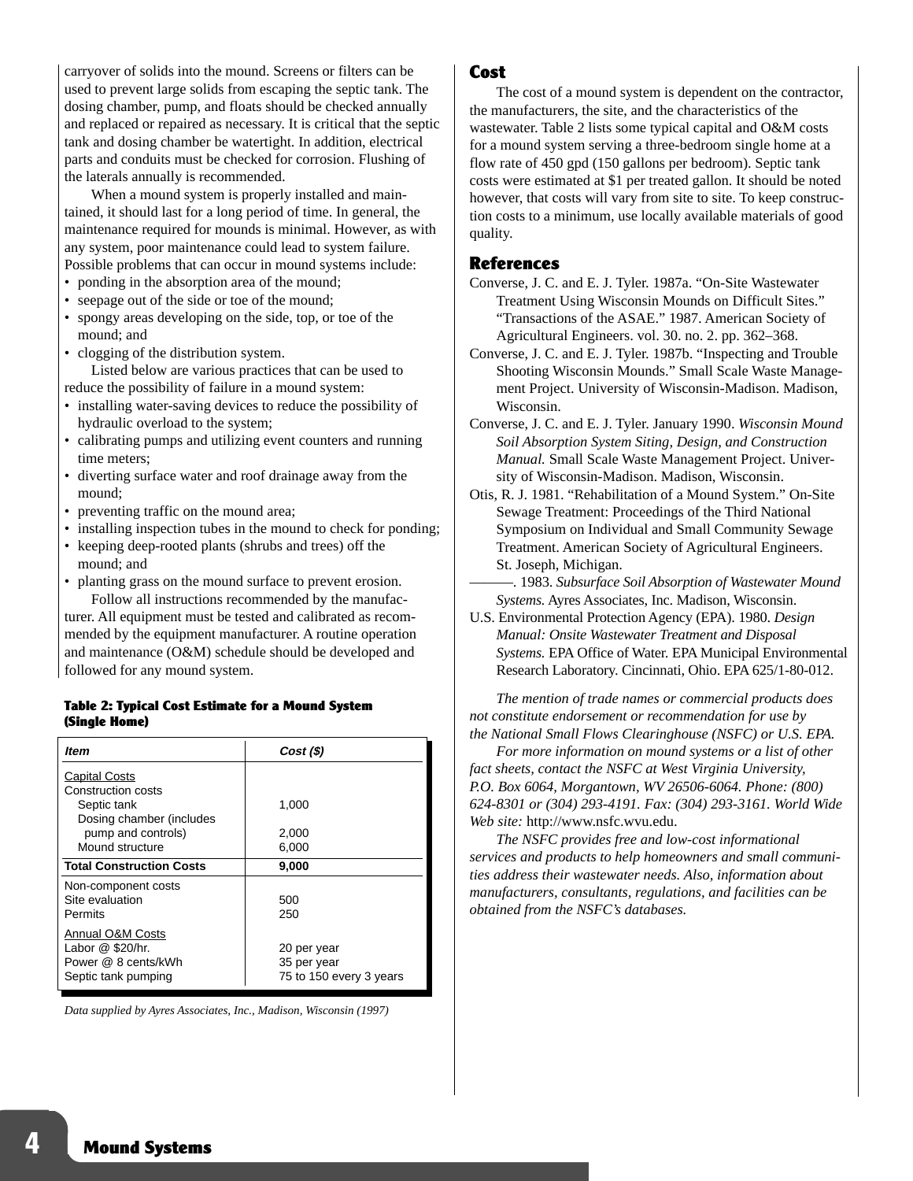carryover of solids into the mound. Screens or filters can be used to prevent large solids from escaping the septic tank. The dosing chamber, pump, and floats should be checked annually and replaced or repaired as necessary. It is critical that the septic tank and dosing chamber be watertight. In addition, electrical parts and conduits must be checked for corrosion. Flushing of the laterals annually is recommended.

When a mound system is properly installed and maintained, it should last for a long period of time. In general, the maintenance required for mounds is minimal. However, as with any system, poor maintenance could lead to system failure. Possible problems that can occur in mound systems include:

- ponding in the absorption area of the mound;
- seepage out of the side or toe of the mound;
- spongy areas developing on the side, top, or toe of the mound; and
- clogging of the distribution system.

Listed below are various practices that can be used to reduce the possibility of failure in a mound system:

- installing water-saving devices to reduce the possibility of hydraulic overload to the system;
- calibrating pumps and utilizing event counters and running time meters;
- diverting surface water and roof drainage away from the mound;
- preventing traffic on the mound area;
- installing inspection tubes in the mound to check for ponding;
- keeping deep-rooted plants (shrubs and trees) off the mound; and
- planting grass on the mound surface to prevent erosion.

Follow all instructions recommended by the manufacturer. All equipment must be tested and calibrated as recommended by the equipment manufacturer. A routine operation and maintenance (O&M) schedule should be developed and followed for any mound system.

**Table 2: Typical Cost Estimate for a Mound System (Single Home)**

| Item | Cost ($) |
|---|---|
| Capital Costs | |
| Construction costs | |
| Septic tank | 1,000 |
| Dosing chamber (includes pump and controls) | 2,000 |
| Mound structure | 6,000 |
| **Total Construction Costs** | **9,000** |
| Non-component costs | |
| Site evaluation | 500 |
| Permits | 250 |
| Annual O&M Costs | |
| Labor @ $20/hr. | 20 per year |
| Power @ 8 cents/kWh | 35 per year |
| Septic tank pumping | 75 to 150 every 3 years |

*Data supplied by Ayres Associates, Inc., Madison, Wisconsin (1997)*

## Cost

The cost of a mound system is dependent on the contractor, the manufacturers, the site, and the characteristics of the wastewater. Table 2 lists some typical capital and O&M costs for a mound system serving a three-bedroom single home at a flow rate of 450 gpd (150 gallons per bedroom). Septic tank costs were estimated at $1 per treated gallon. It should be noted however, that costs will vary from site to site. To keep construction costs to a minimum, use locally available materials of good quality.

## References

Converse, J. C. and E. J. Tyler. 1987a. "On-Site Wastewater Treatment Using Wisconsin Mounds on Difficult Sites." "Transactions of the ASAE." 1987. American Society of Agricultural Engineers. vol. 30. no. 2. pp. 362–368.

Converse, J. C. and E. J. Tyler. 1987b. "Inspecting and Trouble Shooting Wisconsin Mounds." Small Scale Waste Management Project. University of Wisconsin-Madison. Madison, Wisconsin.

Converse, J. C. and E. J. Tyler. January 1990. *Wisconsin Mound Soil Absorption System Siting, Design, and Construction Manual.* Small Scale Waste Management Project. University of Wisconsin-Madison. Madison, Wisconsin.

Otis, R. J. 1981. "Rehabilitation of a Mound System." On-Site Sewage Treatment: Proceedings of the Third National Symposium on Individual and Small Community Sewage Treatment. American Society of Agricultural Engineers. St. Joseph, Michigan.

———. 1983. *Subsurface Soil Absorption of Wastewater Mound Systems.* Ayres Associates, Inc. Madison, Wisconsin.

U.S. Environmental Protection Agency (EPA). 1980. *Design Manual: Onsite Wastewater Treatment and Disposal Systems.* EPA Office of Water. EPA Municipal Environmental Research Laboratory. Cincinnati, Ohio. EPA 625/1-80-012.

*The mention of trade names or commercial products does not constitute endorsement or recommendation for use by the National Small Flows Clearinghouse (NSFC) or U.S. EPA.*

*For more information on mound systems or a list of other fact sheets, contact the NSFC at West Virginia University, P.O. Box 6064, Morgantown, WV 26506-6064. Phone: (800) 624-8301 or (304) 293-4191. Fax: (304) 293-3161. World Wide Web site:* http://www.nsfc.wvu.edu.

*The NSFC provides free and low-cost informational services and products to help homeowners and small communities address their wastewater needs. Also, information about manufacturers, consultants, regulations, and facilities can be obtained from the NSFC's databases.*